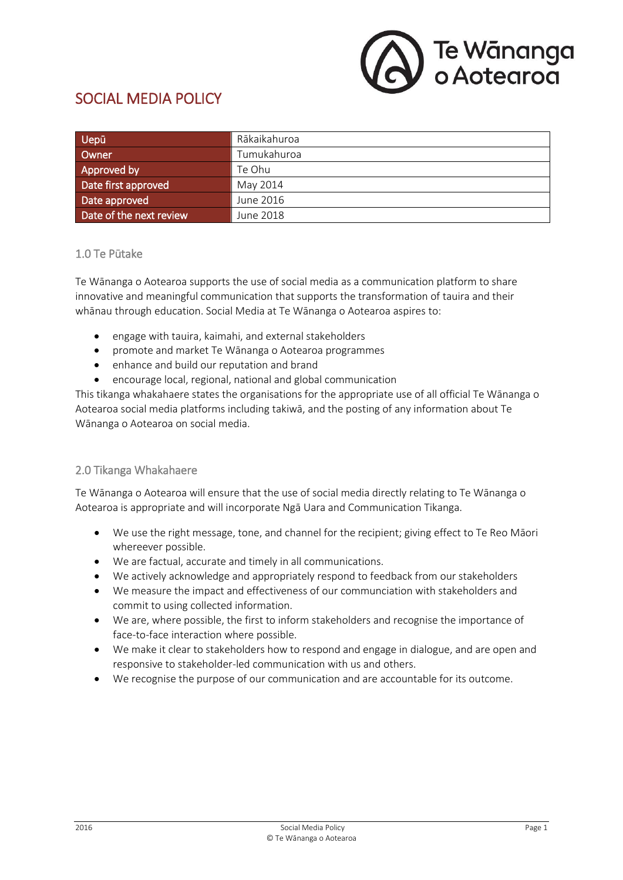# SOCIAL MEDIA POLICY

| Uepū | Rākaikahuroa |
|---|---|
| Owner | Tumukahuroa |
| Approved by | Te Ohu |
| Date first approved | May 2014 |
| Date approved | June 2016 |
| Date of the next review | June 2018 |

## 1.0 Te Pūtake

Te Wānanga o Aotearoa supports the use of social media as a communication platform to share innovative and meaningful communication that supports the transformation of tauira and their whānau through education. Social Media at Te Wānanga o Aotearoa aspires to:

- engage with tauira, kaimahi, and external stakeholders
- promote and market Te Wānanga o Aotearoa programmes
- enhance and build our reputation and brand
- encourage local, regional, national and global communication

This tikanga whakahaere states the organisations for the appropriate use of all official Te Wānanga o Aotearoa social media platforms including takiwā, and the posting of any information about Te Wānanga o Aotearoa on social media.

## 2.0 Tikanga Whakahaere

Te Wānanga o Aotearoa will ensure that the use of social media directly relating to Te Wānanga o Aotearoa is appropriate and will incorporate Ngā Uara and Communication Tikanga.

- We use the right message, tone, and channel for the recipient; giving effect to Te Reo Māori whereever possible.
- We are factual, accurate and timely in all communications.
- We actively acknowledge and appropriately respond to feedback from our stakeholders
- We measure the impact and effectiveness of our communciation with stakeholders and commit to using collected information.
- We are, where possible, the first to inform stakeholders and recognise the importance of face-to-face interaction where possible.
- We make it clear to stakeholders how to respond and engage in dialogue, and are open and responsive to stakeholder-led communication with us and others.
- We recognise the purpose of our communication and are accountable for its outcome.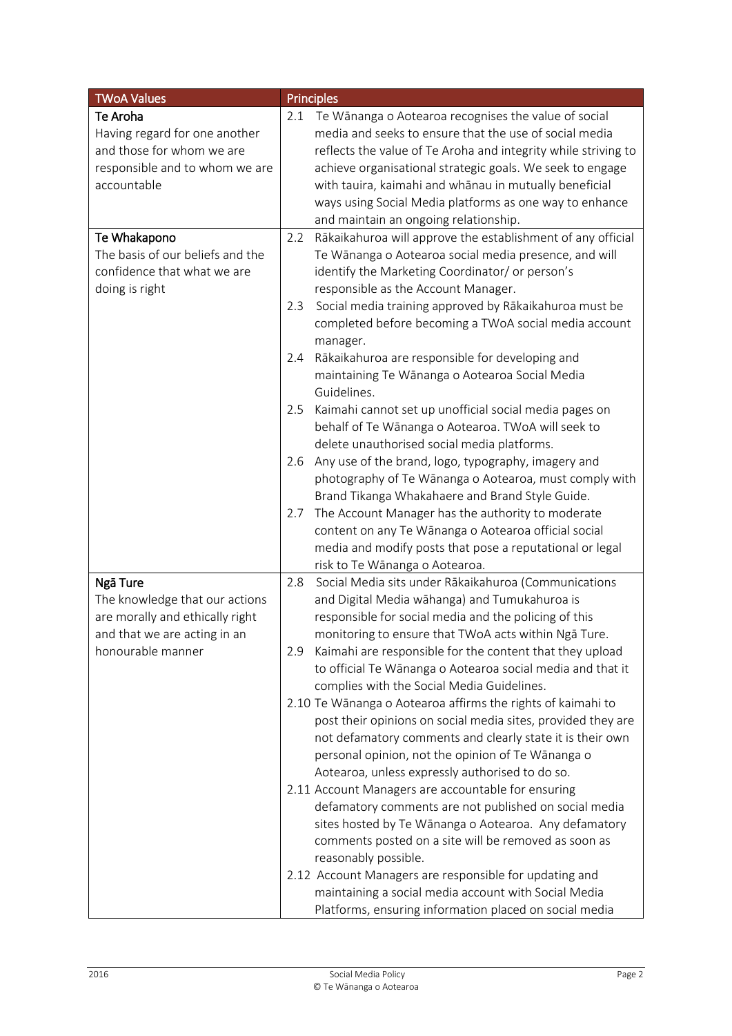| TWoA Values | Principles |
|---|---|
| **Te Aroha**<br>Having regard for one another and those for whom we are responsible and to whom we are accountable | 2.1 Te Wānanga o Aotearoa recognises the value of social media and seeks to ensure that the use of social media reflects the value of Te Aroha and integrity while striving to achieve organisational strategic goals. We seek to engage with tauira, kaimahi and whānau in mutually beneficial ways using Social Media platforms as one way to enhance and maintain an ongoing relationship. |
| **Te Whakapono**<br>The basis of our beliefs and the confidence that what we are doing is right | 2.2 Rākaikahuroa will approve the establishment of any official Te Wānanga o Aotearoa social media presence, and will identify the Marketing Coordinator/ or person's responsible as the Account Manager.<br>2.3 Social media training approved by Rākaikahuroa must be completed before becoming a TWoA social media account manager.<br>2.4 Rākaikahuroa are responsible for developing and maintaining Te Wānanga o Aotearoa Social Media Guidelines.<br>2.5 Kaimahi cannot set up unofficial social media pages on behalf of Te Wānanga o Aotearoa. TWoA will seek to delete unauthorised social media platforms.<br>2.6 Any use of the brand, logo, typography, imagery and photography of Te Wānanga o Aotearoa, must comply with Brand Tikanga Whakahaere and Brand Style Guide.<br>2.7 The Account Manager has the authority to moderate content on any Te Wānanga o Aotearoa official social media and modify posts that pose a reputational or legal risk to Te Wānanga o Aotearoa. |
| **Ngā Ture**<br>The knowledge that our actions are morally and ethically right and that we are acting in an honourable manner | 2.8 Social Media sits under Rākaikahuroa (Communications and Digital Media wāhanga) and Tumukahuroa is responsible for social media and the policing of this monitoring to ensure that TWoA acts within Ngā Ture.<br>2.9 Kaimahi are responsible for the content that they upload to official Te Wānanga o Aotearoa social media and that it complies with the Social Media Guidelines.<br>2.10 Te Wānanga o Aotearoa affirms the rights of kaimahi to post their opinions on social media sites, provided they are not defamatory comments and clearly state it is their own personal opinion, not the opinion of Te Wānanga o Aotearoa, unless expressly authorised to do so.<br>2.11 Account Managers are accountable for ensuring defamatory comments are not published on social media sites hosted by Te Wānanga o Aotearoa. Any defamatory comments posted on a site will be removed as soon as reasonably possible.<br>2.12 Account Managers are responsible for updating and maintaining a social media account with Social Media Platforms, ensuring information placed on social media |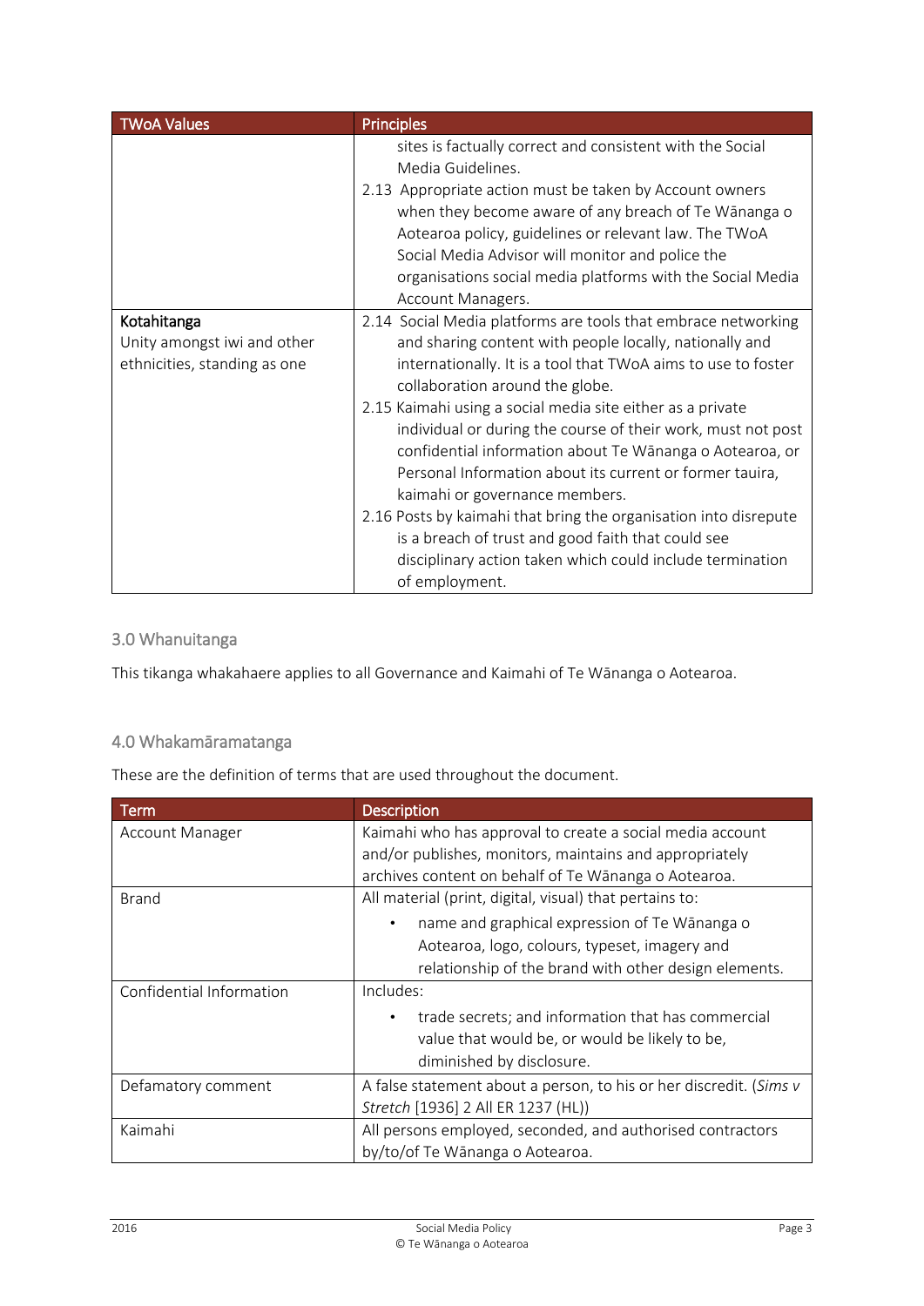| TWoA Values | Principles |
|---|---|
| | sites is factually correct and consistent with the Social Media Guidelines.<br>2.13 Appropriate action must be taken by Account owners when they become aware of any breach of Te Wānanga o Aotearoa policy, guidelines or relevant law. The TWoA Social Media Advisor will monitor and police the organisations social media platforms with the Social Media Account Managers. |
| **Kotahitanga**<br>Unity amongst iwi and other ethnicities, standing as one | 2.14 Social Media platforms are tools that embrace networking and sharing content with people locally, nationally and internationally. It is a tool that TWoA aims to use to foster collaboration around the globe.<br>2.15 Kaimahi using a social media site either as a private individual or during the course of their work, must not post confidential information about Te Wānanga o Aotearoa, or Personal Information about its current or former tauira, kaimahi or governance members.<br>2.16 Posts by kaimahi that bring the organisation into disrepute is a breach of trust and good faith that could see disciplinary action taken which could include termination of employment. |

## 3.0 Whanuitanga

This tikanga whakahaere applies to all Governance and Kaimahi of Te Wānanga o Aotearoa.

## 4.0 Whakamāramatanga

These are the definition of terms that are used throughout the document.

| Term | Description |
|---|---|
| Account Manager | Kaimahi who has approval to create a social media account and/or publishes, monitors, maintains and appropriately archives content on behalf of Te Wānanga o Aotearoa. |
| Brand | All material (print, digital, visual) that pertains to:<br>• name and graphical expression of Te Wānanga o Aotearoa, logo, colours, typeset, imagery and relationship of the brand with other design elements. |
| Confidential Information | Includes:<br>• trade secrets; and information that has commercial value that would be, or would be likely to be, diminished by disclosure. |
| Defamatory comment | A false statement about a person, to his or her discredit. (*Sims v Stretch* [1936] 2 All ER 1237 (HL)) |
| Kaimahi | All persons employed, seconded, and authorised contractors by/to/of Te Wānanga o Aotearoa. |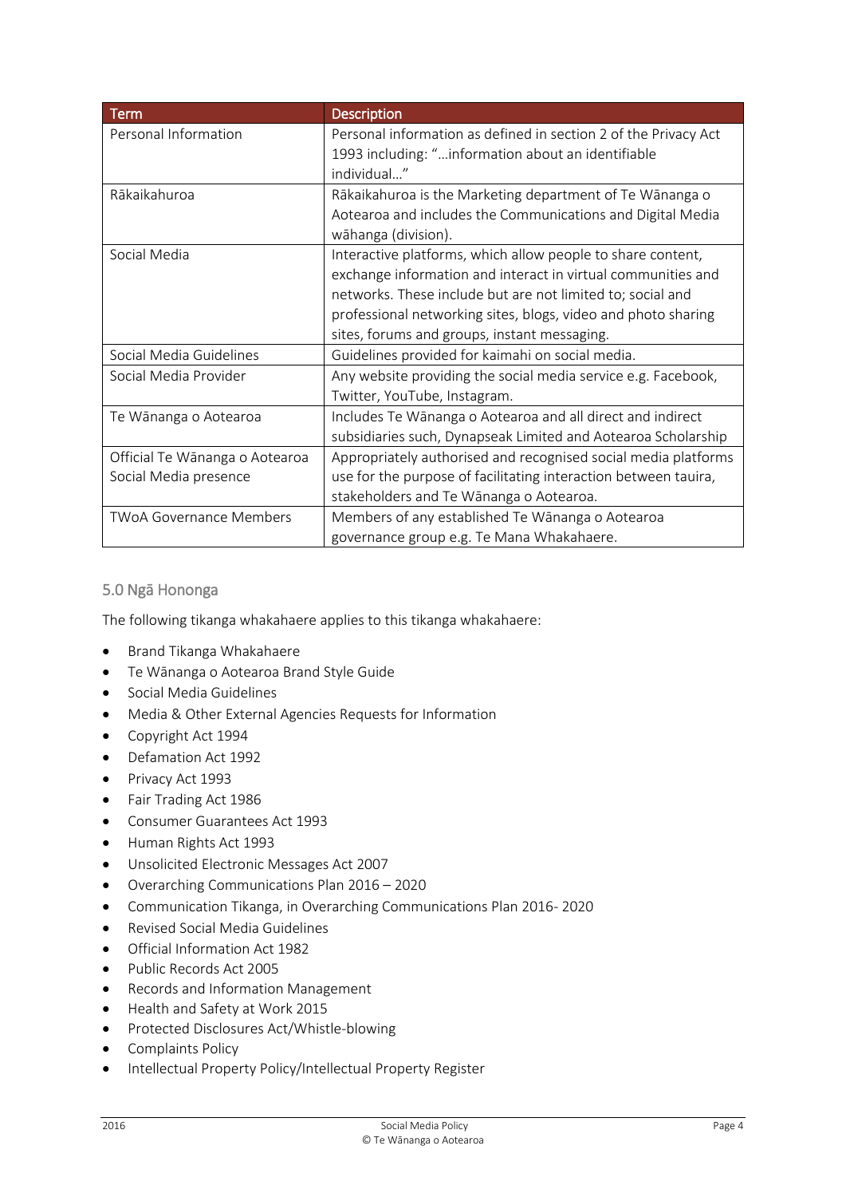| Term | Description |
|---|---|
| Personal Information | Personal information as defined in section 2 of the Privacy Act 1993 including: "…information about an identifiable individual…" |
| Rākaikahuroa | Rākaikahuroa is the Marketing department of Te Wānanga o Aotearoa and includes the Communications and Digital Media wāhanga (division). |
| Social Media | Interactive platforms, which allow people to share content, exchange information and interact in virtual communities and networks. These include but are not limited to; social and professional networking sites, blogs, video and photo sharing sites, forums and groups, instant messaging. |
| Social Media Guidelines | Guidelines provided for kaimahi on social media. |
| Social Media Provider | Any website providing the social media service e.g. Facebook, Twitter, YouTube, Instagram. |
| Te Wānanga o Aotearoa | Includes Te Wānanga o Aotearoa and all direct and indirect subsidiaries such, Dynapseak Limited and Aotearoa Scholarship |
| Official Te Wānanga o Aotearoa Social Media presence | Appropriately authorised and recognised social media platforms use for the purpose of facilitating interaction between tauira, stakeholders and Te Wānanga o Aotearoa. |
| TWoA Governance Members | Members of any established Te Wānanga o Aotearoa governance group e.g. Te Mana Whakahaere. |

## 5.0 Ngā Hononga

The following tikanga whakahaere applies to this tikanga whakahaere:

- Brand Tikanga Whakahaere
- Te Wānanga o Aotearoa Brand Style Guide
- Social Media Guidelines
- Media & Other External Agencies Requests for Information
- Copyright Act 1994
- Defamation Act 1992
- Privacy Act 1993
- Fair Trading Act 1986
- Consumer Guarantees Act 1993
- Human Rights Act 1993
- Unsolicited Electronic Messages Act 2007
- Overarching Communications Plan 2016 – 2020
- Communication Tikanga, in Overarching Communications Plan 2016- 2020
- Revised Social Media Guidelines
- Official Information Act 1982
- Public Records Act 2005
- Records and Information Management
- Health and Safety at Work 2015
- Protected Disclosures Act/Whistle-blowing
- Complaints Policy
- Intellectual Property Policy/Intellectual Property Register